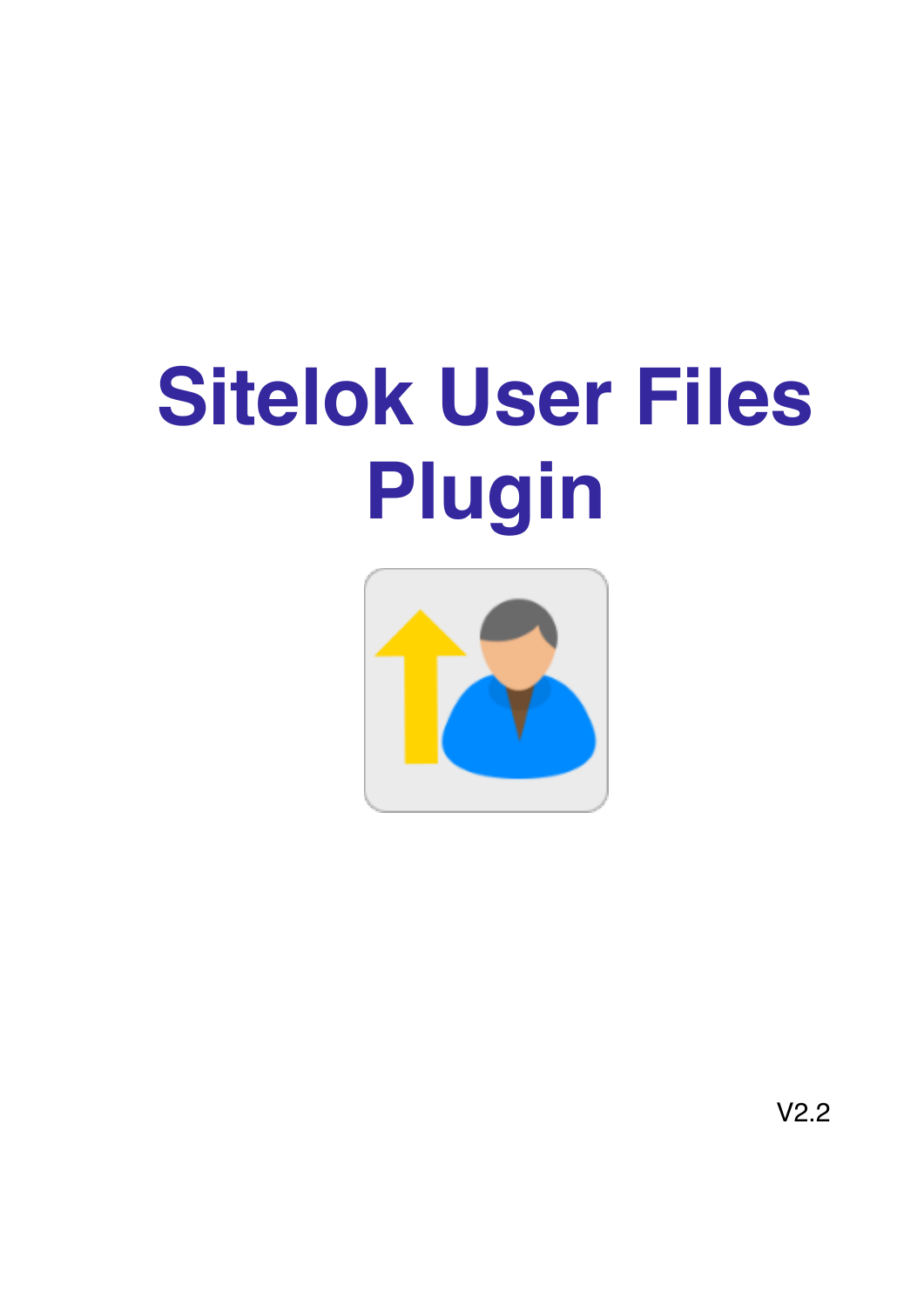# Sitelok User Files Plugin

V2.2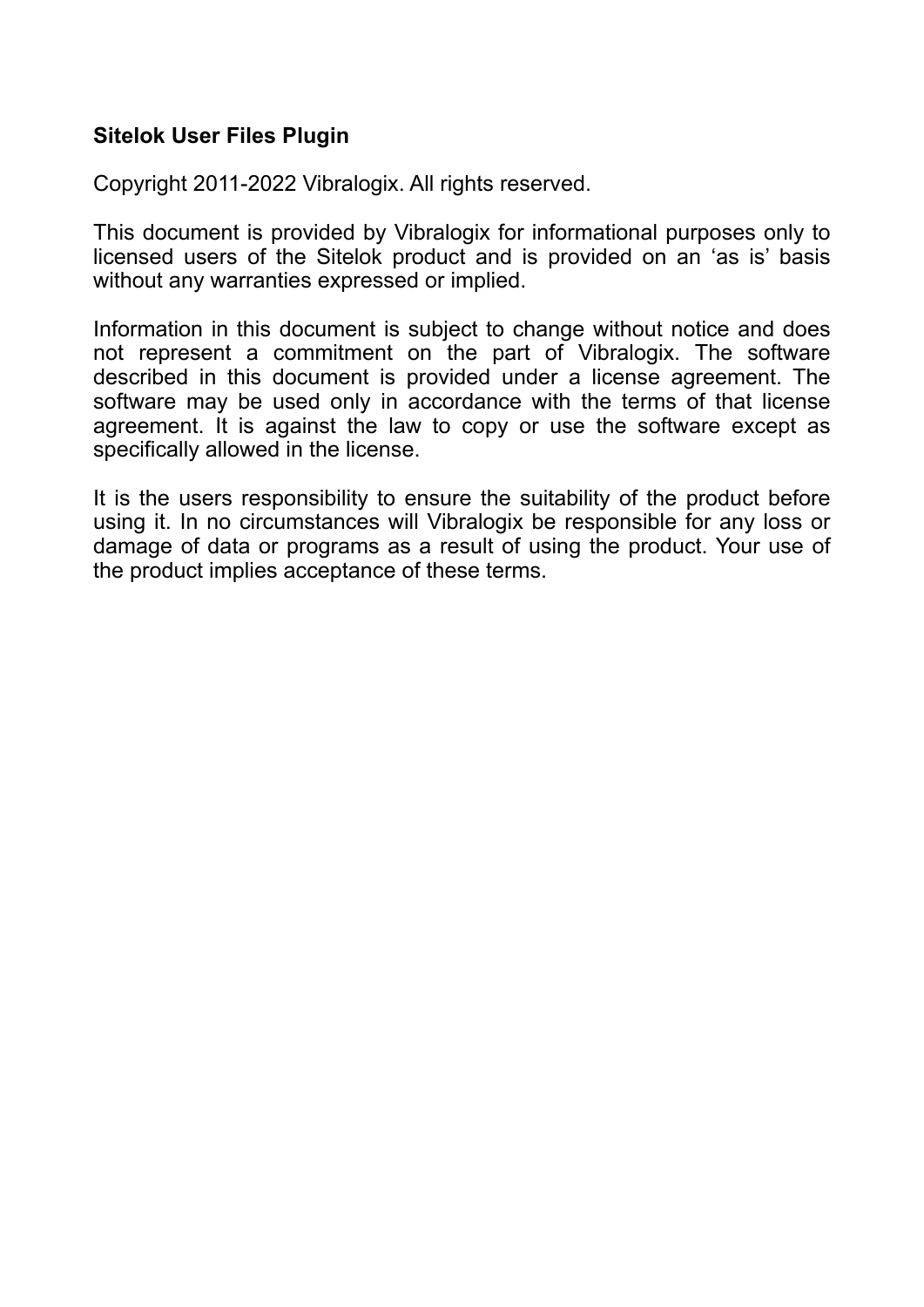**Sitelok User Files Plugin**

Copyright 2011-2022 Vibralogix. All rights reserved.

This document is provided by Vibralogix for informational purposes only to licensed users of the Sitelok product and is provided on an ‘as is’ basis without any warranties expressed or implied.

Information in this document is subject to change without notice and does not represent a commitment on the part of Vibralogix. The software described in this document is provided under a license agreement. The software may be used only in accordance with the terms of that license agreement. It is against the law to copy or use the software except as specifically allowed in the license.

It is the users responsibility to ensure the suitability of the product before using it. In no circumstances will Vibralogix be responsible for any loss or damage of data or programs as a result of using the product. Your use of the product implies acceptance of these terms.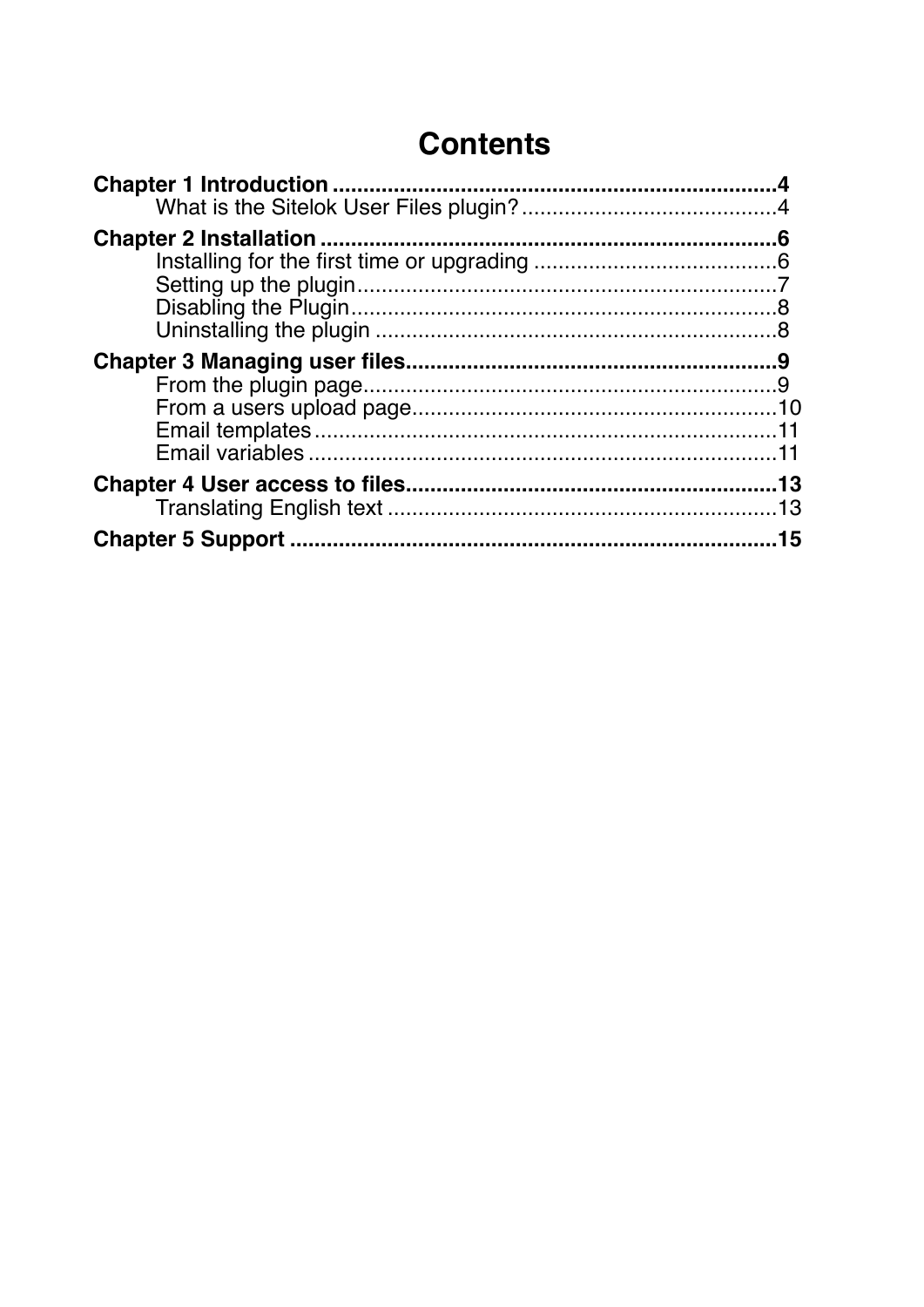# Contents

**Chapter 1 Introduction** .......................................................................... **4**

What is the Sitelok User Files plugin? .......................................... 4

**Chapter 2 Installation** ............................................................................ **6**

Installing for the first time or upgrading ........................................ 6

Setting up the plugin ...................................................................... 7

Disabling the Plugin ....................................................................... 8

Uninstalling the plugin ................................................................... 8

**Chapter 3 Managing user files** ............................................................... **9**

From the plugin page ..................................................................... 9

From a users upload page ............................................................ 10

Email templates ............................................................................. 11

Email variables .............................................................................. 11

**Chapter 4 User access to files** .............................................................. **13**

Translating English text ................................................................. 13

**Chapter 5 Support** ................................................................................. **15**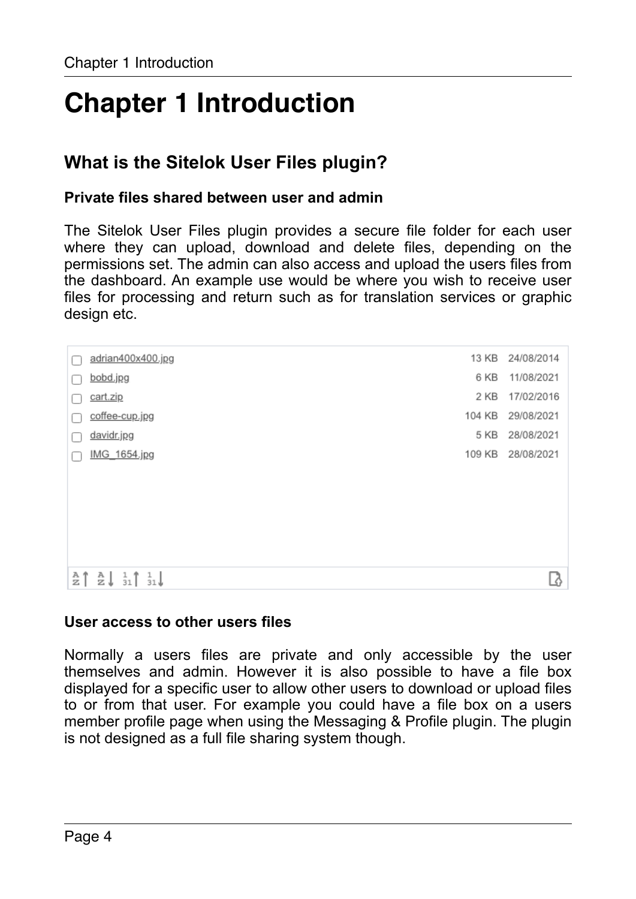# Chapter 1 Introduction

## What is the Sitelok User Files plugin?

### Private files shared between user and admin

The Sitelok User Files plugin provides a secure file folder for each user where they can upload, download and delete files, depending on the permissions set. The admin can also access and upload the users files from the dashboard. An example use would be where you wish to receive user files for processing and return such as for translation services or graphic design etc.

| File | Size | Date |
|---|---|---|
| adrian400x400.jpg | 13 KB | 24/08/2014 |
| bobd.jpg | 6 KB | 11/08/2021 |
| cart.zip | 2 KB | 17/02/2016 |
| coffee-cup.jpg | 104 KB | 29/08/2021 |
| davidr.jpg | 5 KB | 28/08/2021 |
| IMG_1654.jpg | 109 KB | 28/08/2021 |

### User access to other users files

Normally a users files are private and only accessible by the user themselves and admin. However it is also possible to have a file box displayed for a specific user to allow other users to download or upload files to or from that user. For example you could have a file box on a users member profile page when using the Messaging & Profile plugin. The plugin is not designed as a full file sharing system though.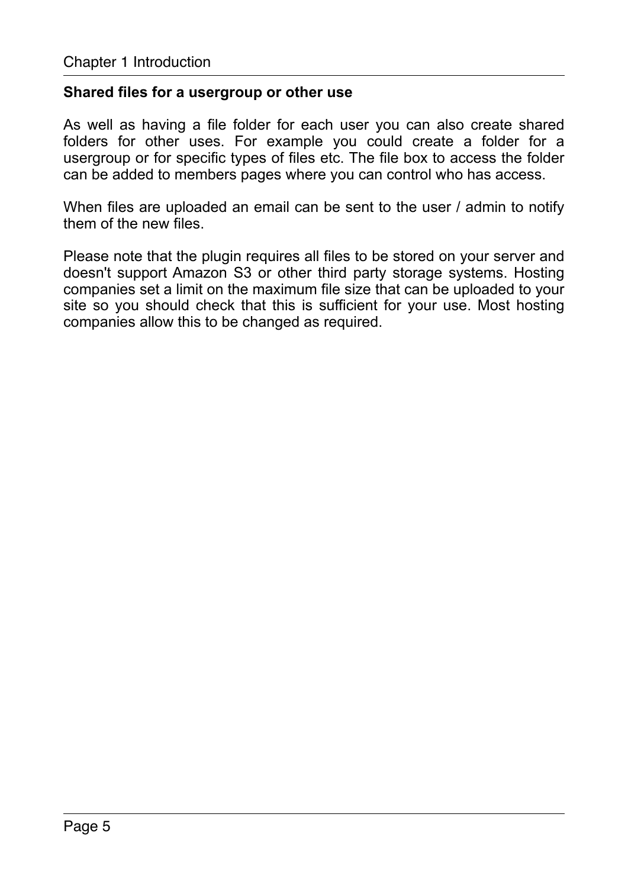### Shared files for a usergroup or other use

As well as having a file folder for each user you can also create shared folders for other uses. For example you could create a folder for a usergroup or for specific types of files etc. The file box to access the folder can be added to members pages where you can control who has access.

When files are uploaded an email can be sent to the user / admin to notify them of the new files.

Please note that the plugin requires all files to be stored on your server and doesn't support Amazon S3 or other third party storage systems. Hosting companies set a limit on the maximum file size that can be uploaded to your site so you should check that this is sufficient for your use. Most hosting companies allow this to be changed as required.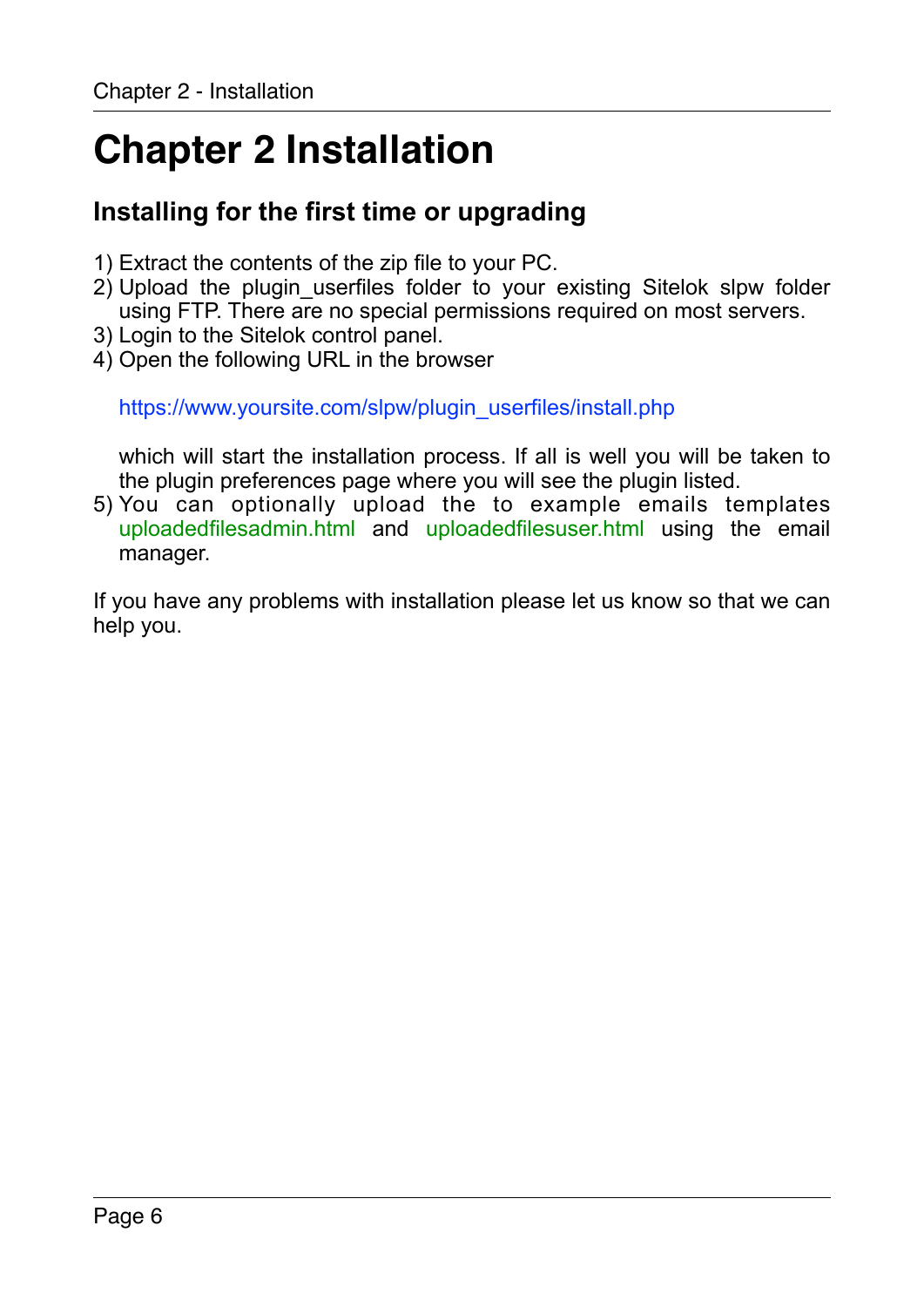# Chapter 2 Installation

## Installing for the first time or upgrading

1) Extract the contents of the zip file to your PC.
2) Upload the plugin_userfiles folder to your existing Sitelok slpw folder using FTP. There are no special permissions required on most servers.
3) Login to the Sitelok control panel.
4) Open the following URL in the browser

   https://www.yoursite.com/slpw/plugin_userfiles/install.php

   which will start the installation process. If all is well you will be taken to the plugin preferences page where you will see the plugin listed.
5) You can optionally upload the to example emails templates uploadedfilesadmin.html and uploadedfilesuser.html using the email manager.

If you have any problems with installation please let us know so that we can help you.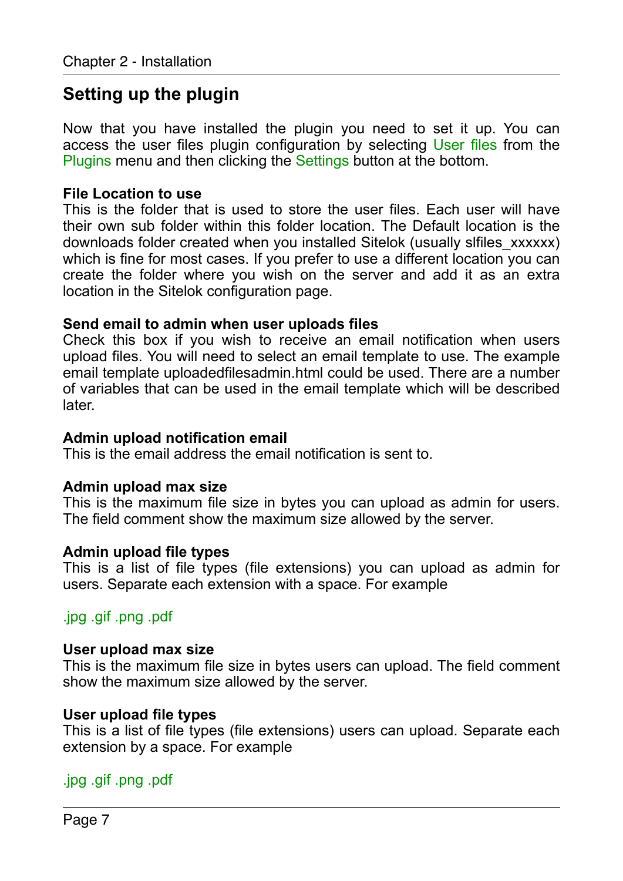## Setting up the plugin

Now that you have installed the plugin you need to set it up. You can access the user files plugin configuration by selecting User files from the Plugins menu and then clicking the Settings button at the bottom.

**File Location to use**
This is the folder that is used to store the user files. Each user will have their own sub folder within this folder location. The Default location is the downloads folder created when you installed Sitelok (usually slfiles_xxxxxx) which is fine for most cases. If you prefer to use a different location you can create the folder where you wish on the server and add it as an extra location in the Sitelok configuration page.

**Send email to admin when user uploads files**
Check this box if you wish to receive an email notification when users upload files. You will need to select an email template to use. The example email template uploadedfilesadmin.html could be used. There are a number of variables that can be used in the email template which will be described later.

**Admin upload notification email**
This is the email address the email notification is sent to.

**Admin upload max size**
This is the maximum file size in bytes you can upload as admin for users. The field comment show the maximum size allowed by the server.

**Admin upload file types**
This is a list of file types (file extensions) you can upload as admin for users. Separate each extension with a space. For example

.jpg .gif .png .pdf

**User upload max size**
This is the maximum file size in bytes users can upload. The field comment show the maximum size allowed by the server.

**User upload file types**
This is a list of file types (file extensions) users can upload. Separate each extension by a space. For example

.jpg .gif .png .pdf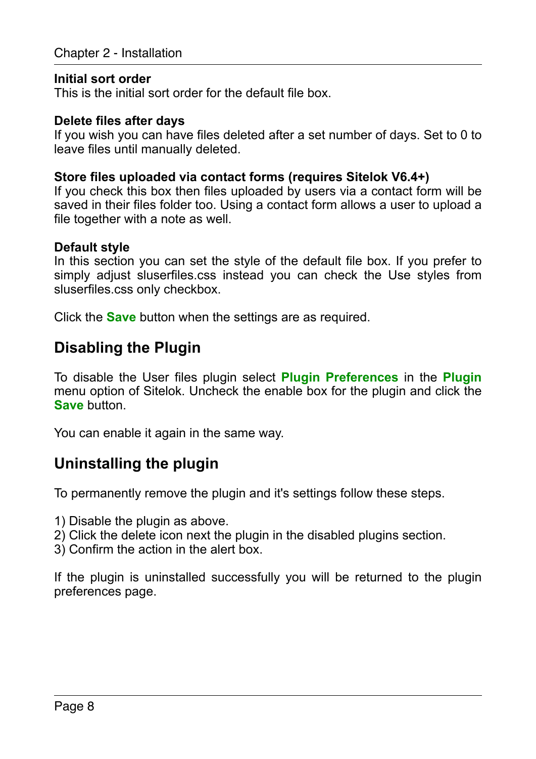**Initial sort order**
This is the initial sort order for the default file box.

**Delete files after days**
If you wish you can have files deleted after a set number of days. Set to 0 to leave files until manually deleted.

**Store files uploaded via contact forms (requires Sitelok V6.4+)**
If you check this box then files uploaded by users via a contact form will be saved in their files folder too. Using a contact form allows a user to upload a file together with a note as well.

**Default style**
In this section you can set the style of the default file box. If you prefer to simply adjust sluserfiles.css instead you can check the Use styles from sluserfiles.css only checkbox.

Click the **Save** button when the settings are as required.

## Disabling the Plugin

To disable the User files plugin select **Plugin Preferences** in the **Plugin** menu option of Sitelok. Uncheck the enable box for the plugin and click the **Save** button.

You can enable it again in the same way.

## Uninstalling the plugin

To permanently remove the plugin and it's settings follow these steps.

1) Disable the plugin as above.
2) Click the delete icon next the plugin in the disabled plugins section.
3) Confirm the action in the alert box.

If the plugin is uninstalled successfully you will be returned to the plugin preferences page.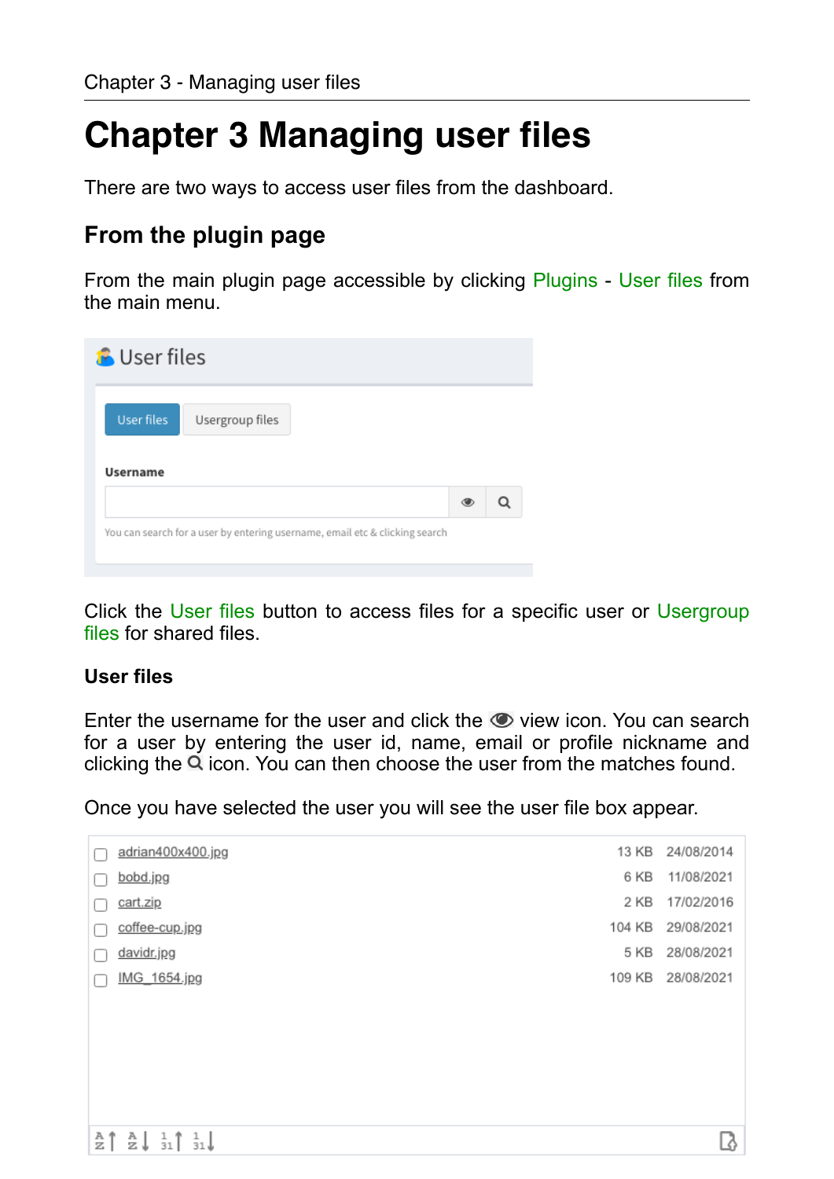# Chapter 3 Managing user files

There are two ways to access user files from the dashboard.

## From the plugin page

From the main plugin page accessible by clicking Plugins - User files from the main menu.

Click the User files button to access files for a specific user or Usergroup files for shared files.

### User files

Enter the username for the user and click the view icon. You can search for a user by entering the user id, name, email or profile nickname and clicking the icon. You can then choose the user from the matches found.

Once you have selected the user you will see the user file box appear.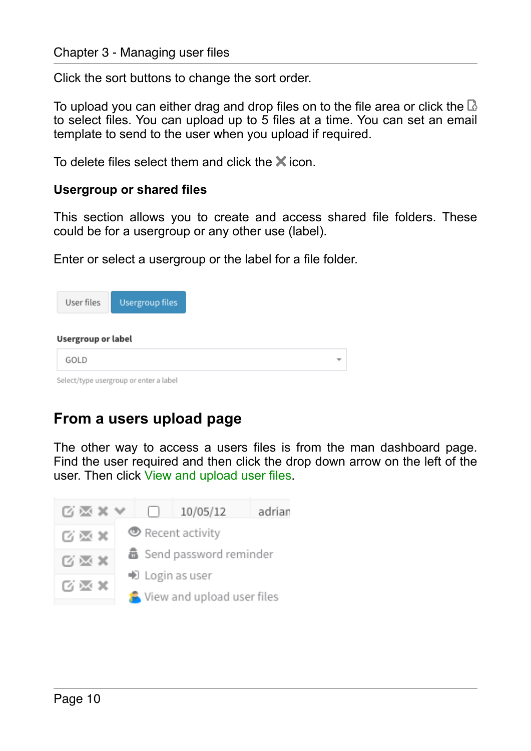Click the sort buttons to change the sort order.

To upload you can either drag and drop files on to the file area or click the to select files. You can upload up to 5 files at a time. You can set an email template to send to the user when you upload if required.

To delete files select them and click the ✖ icon.

### Usergroup or shared files

This section allows you to create and access shared file folders. These could be for a usergroup or any other use (label).

Enter or select a usergroup or the label for a file folder.

User files | Usergroup files

**Usergroup or label**

GOLD

Select/type usergroup or enter a label

## From a users upload page

The other way to access a users files is from the man dashboard page. Find the user required and then click the drop down arrow on the left of the user. Then click View and upload user files.

10/05/12 adrian

- Recent activity
- Send password reminder
- Login as user
- View and upload user files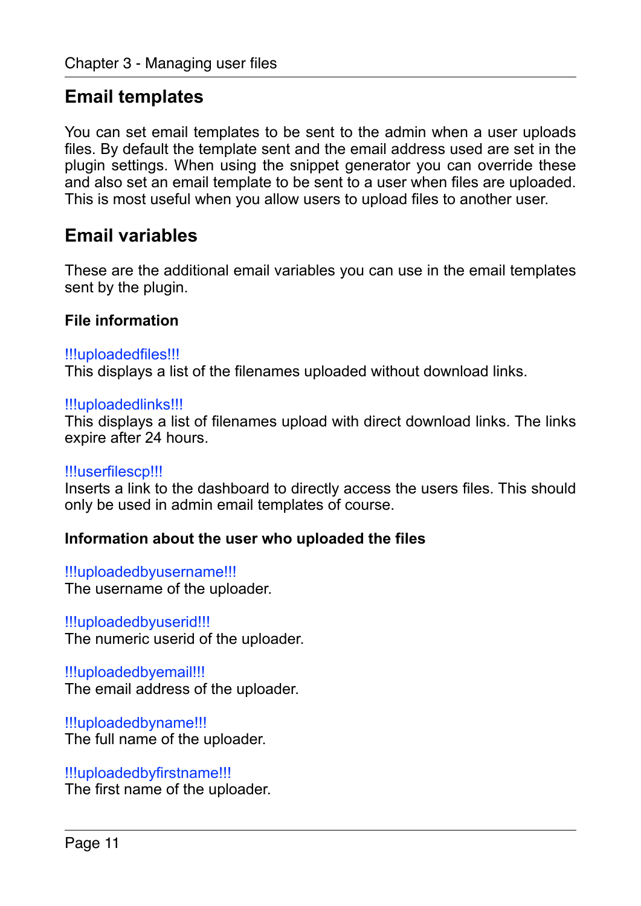## Email templates

You can set email templates to be sent to the admin when a user uploads files. By default the template sent and the email address used are set in the plugin settings. When using the snippet generator you can override these and also set an email template to be sent to a user when files are uploaded. This is most useful when you allow users to upload files to another user.

## Email variables

These are the additional email variables you can use in the email templates sent by the plugin.

### File information

!!!uploadedfiles!!!
This displays a list of the filenames uploaded without download links.

!!!uploadedlinks!!!
This displays a list of filenames upload with direct download links. The links expire after 24 hours.

!!!userfilescp!!!
Inserts a link to the dashboard to directly access the users files. This should only be used in admin email templates of course.

### Information about the user who uploaded the files

!!!uploadedbyusername!!!
The username of the uploader.

!!!uploadedbyuserid!!!
The numeric userid of the uploader.

!!!uploadedbyemail!!!
The email address of the uploader.

!!!uploadedbyname!!!
The full name of the uploader.

!!!uploadedbyfirstname!!!
The first name of the uploader.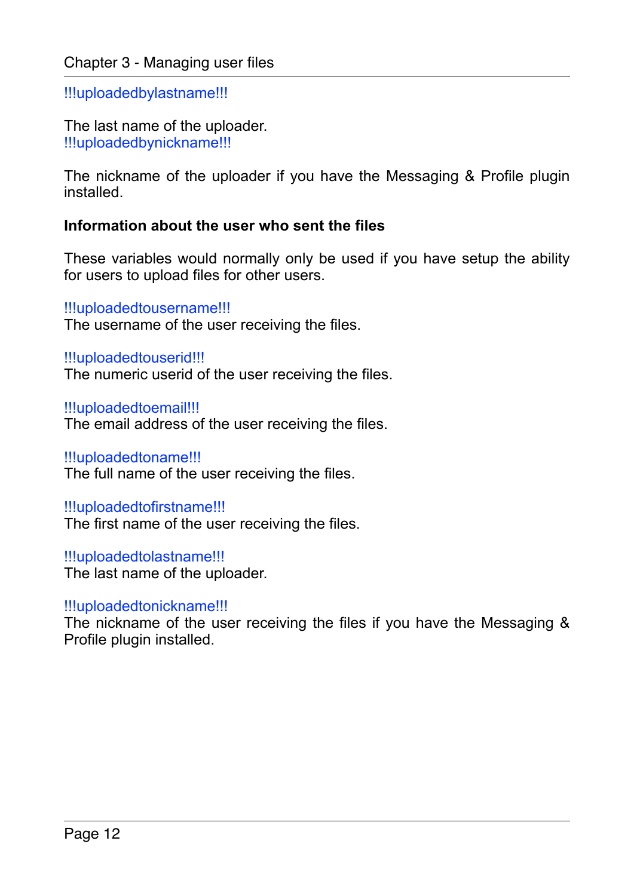!!!uploadedbylastname!!!

The last name of the uploader.
!!!uploadedbynickname!!!

The nickname of the uploader if you have the Messaging & Profile plugin installed.

**Information about the user who sent the files**

These variables would normally only be used if you have setup the ability for users to upload files for other users.

!!!uploadedtousername!!!
The username of the user receiving the files.

!!!uploadedtouserid!!!
The numeric userid of the user receiving the files.

!!!uploadedtoemail!!!
The email address of the user receiving the files.

!!!uploadedtoname!!!
The full name of the user receiving the files.

!!!uploadedtofirstname!!!
The first name of the user receiving the files.

!!!uploadedtolastname!!!
The last name of the uploader.

!!!uploadedtonickname!!!
The nickname of the user receiving the files if you have the Messaging & Profile plugin installed.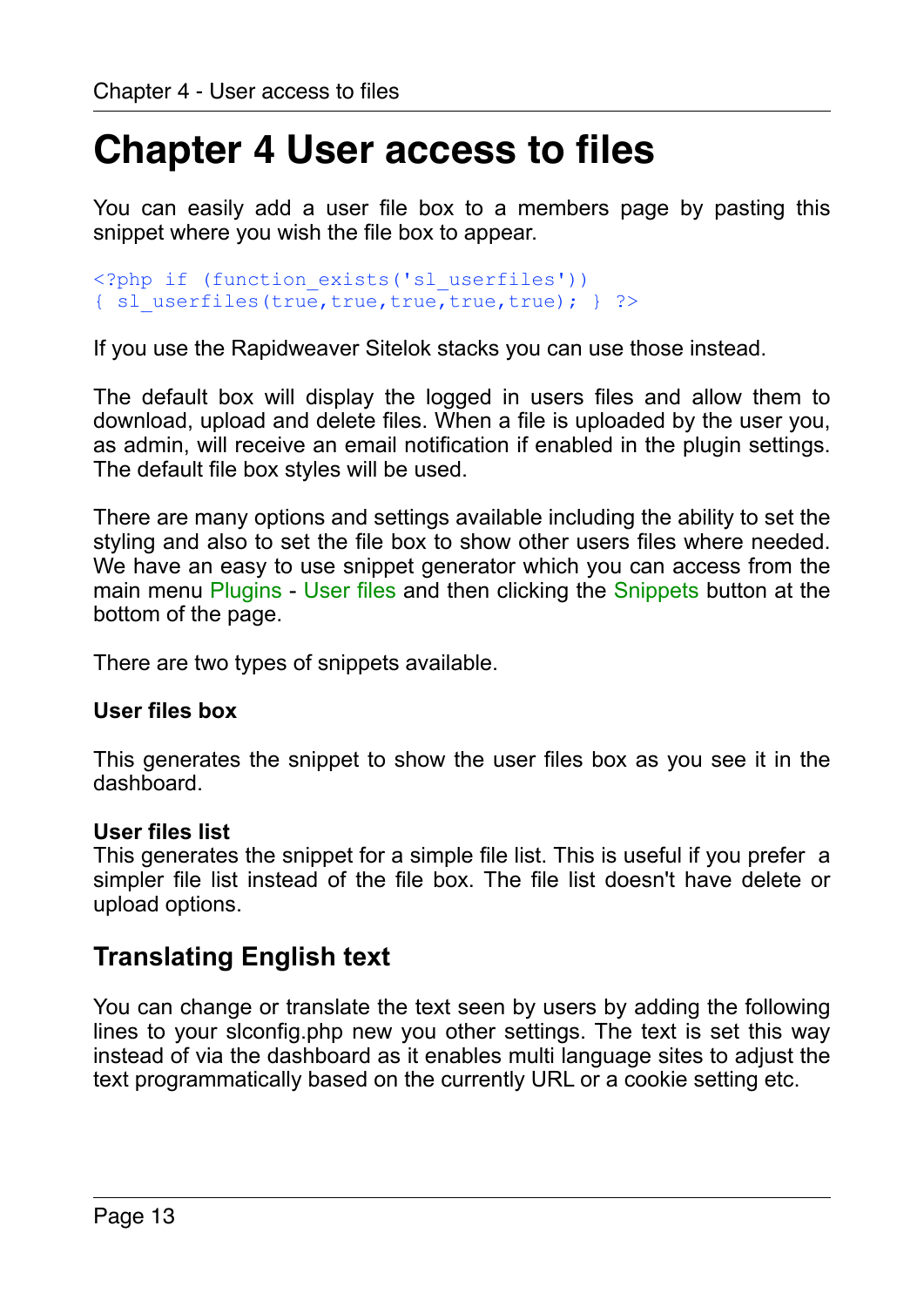# Chapter 4 User access to files

You can easily add a user file box to a members page by pasting this snippet where you wish the file box to appear.

```
<?php if (function_exists('sl_userfiles'))
{ sl_userfiles(true,true,true,true,true); } ?>
```

If you use the Rapidweaver Sitelok stacks you can use those instead.

The default box will display the logged in users files and allow them to download, upload and delete files. When a file is uploaded by the user you, as admin, will receive an email notification if enabled in the plugin settings. The default file box styles will be used.

There are many options and settings available including the ability to set the styling and also to set the file box to show other users files where needed. We have an easy to use snippet generator which you can access from the main menu Plugins - User files and then clicking the Snippets button at the bottom of the page.

There are two types of snippets available.

**User files box**

This generates the snippet to show the user files box as you see it in the dashboard.

**User files list**

This generates the snippet for a simple file list. This is useful if you prefer a simpler file list instead of the file box. The file list doesn't have delete or upload options.

## Translating English text

You can change or translate the text seen by users by adding the following lines to your slconfig.php new you other settings. The text is set this way instead of via the dashboard as it enables multi language sites to adjust the text programmatically based on the currently URL or a cookie setting etc.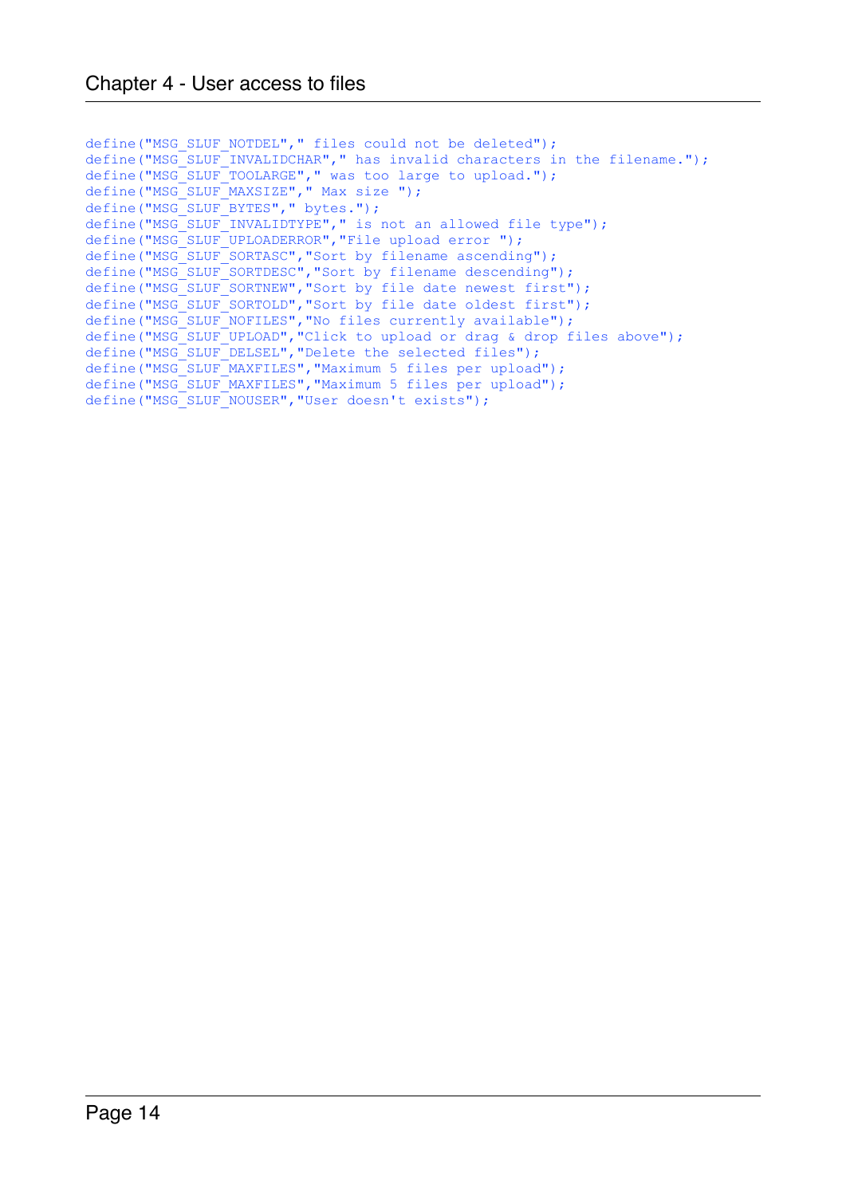```
define("MSG_SLUF_NOTDEL"," files could not be deleted");
define("MSG_SLUF_INVALIDCHAR"," has invalid characters in the filename.");
define("MSG_SLUF_TOOLARGE"," was too large to upload.");
define("MSG_SLUF_MAXSIZE"," Max size ");
define("MSG_SLUF_BYTES"," bytes.");
define("MSG_SLUF_INVALIDTYPE"," is not an allowed file type");
define("MSG_SLUF_UPLOADERROR","File upload error ");
define("MSG_SLUF_SORTASC","Sort by filename ascending");
define("MSG_SLUF_SORTDESC","Sort by filename descending");
define("MSG_SLUF_SORTNEW","Sort by file date newest first");
define("MSG_SLUF_SORTOLD","Sort by file date oldest first");
define("MSG_SLUF_NOFILES","No files currently available");
define("MSG_SLUF_UPLOAD","Click to upload or drag & drop files above");
define("MSG_SLUF_DELSEL","Delete the selected files");
define("MSG_SLUF_MAXFILES","Maximum 5 files per upload");
define("MSG_SLUF_MAXFILES","Maximum 5 files per upload");
define("MSG_SLUF_NOUSER","User doesn't exists");
```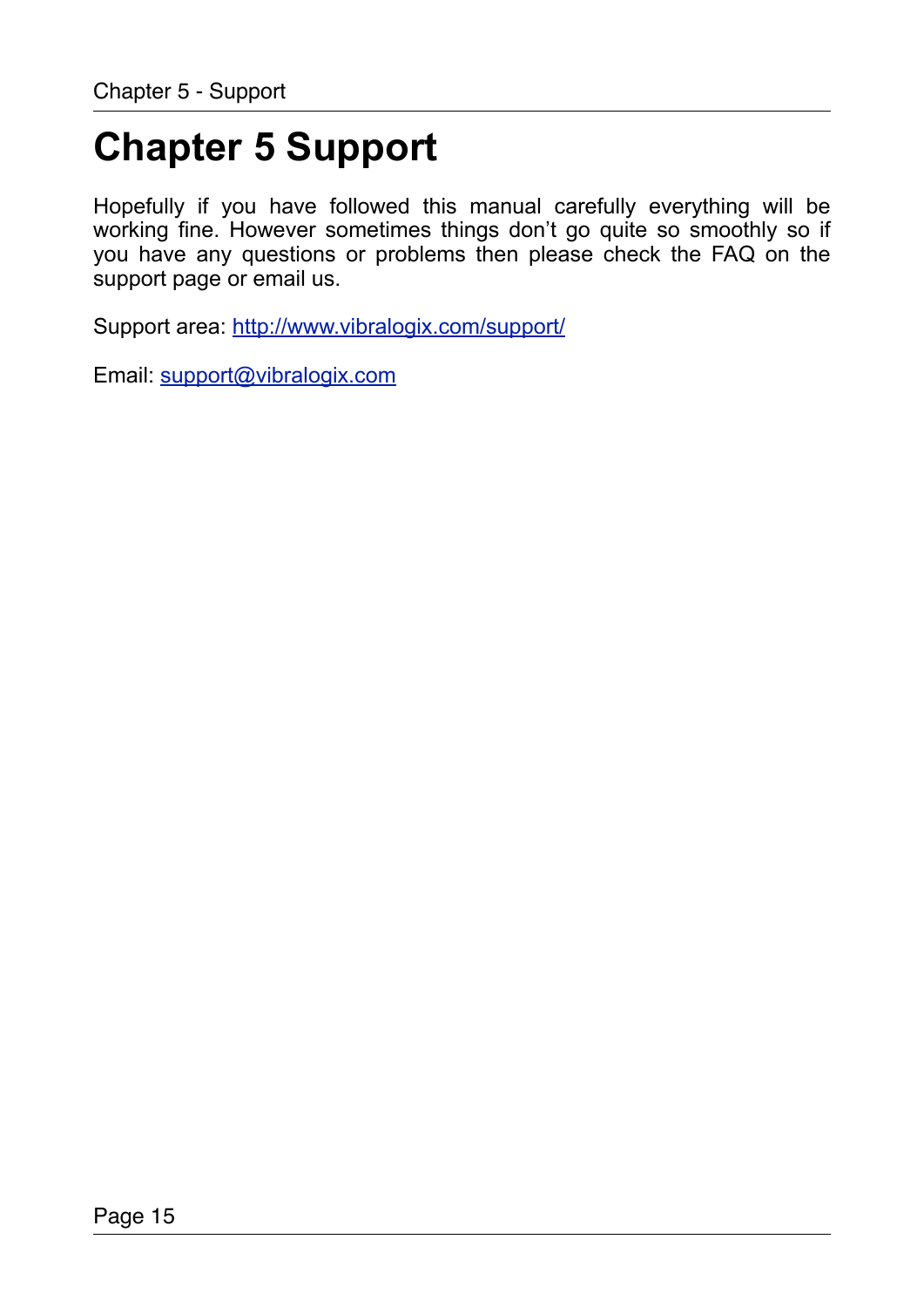# Chapter 5 Support

Hopefully if you have followed this manual carefully everything will be working fine. However sometimes things don't go quite so smoothly so if you have any questions or problems then please check the FAQ on the support page or email us.

Support area: [http://www.vibralogix.com/support/](http://www.vibralogix.com/support/)

Email: [support@vibralogix.com](mailto:support@vibralogix.com)